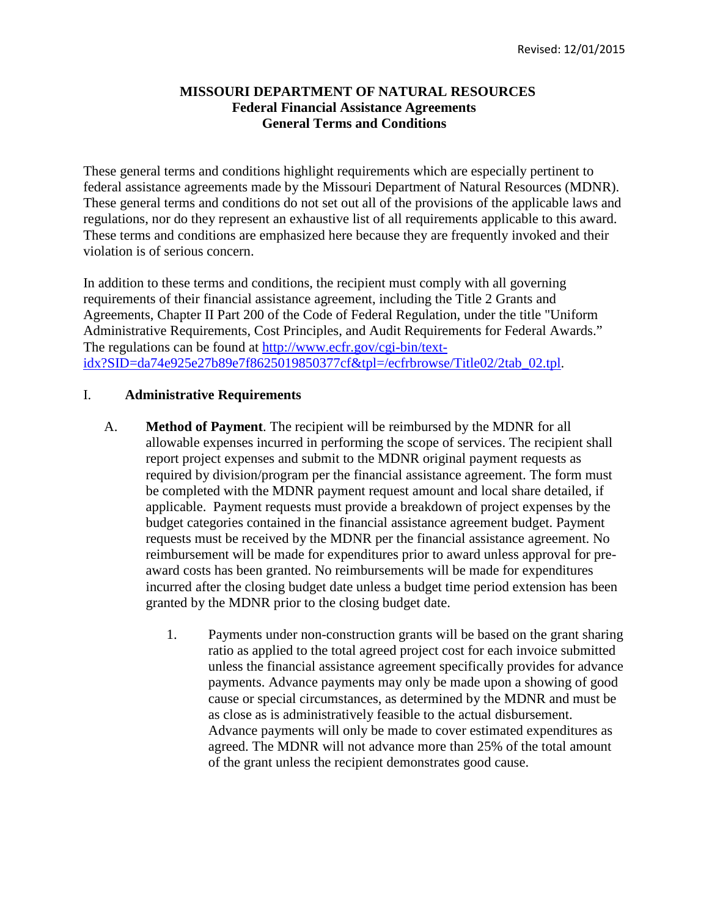Revised: 12/01/2015

**MISSOURI DEPARTMENT OF NATURAL RESOURCES**
**Federal Financial Assistance Agreements**
**General Terms and Conditions**

These general terms and conditions highlight requirements which are especially pertinent to federal assistance agreements made by the Missouri Department of Natural Resources (MDNR). These general terms and conditions do not set out all of the provisions of the applicable laws and regulations, nor do they represent an exhaustive list of all requirements applicable to this award. These terms and conditions are emphasized here because they are frequently invoked and their violation is of serious concern.

In addition to these terms and conditions, the recipient must comply with all governing requirements of their financial assistance agreement, including the Title 2 Grants and Agreements, Chapter II Part 200 of the Code of Federal Regulation, under the title "Uniform Administrative Requirements, Cost Principles, and Audit Requirements for Federal Awards." The regulations can be found at [http://www.ecfr.gov/cgi-bin/text-idx?SID=da74e925e27b89e7f8625019850377cf&tpl=/ecfrbrowse/Title02/2tab_02.tpl](http://www.ecfr.gov/cgi-bin/text-idx?SID=da74e925e27b89e7f8625019850377cf&tpl=/ecfrbrowse/Title02/2tab_02.tpl).

## I. Administrative Requirements

A. **Method of Payment**. The recipient will be reimbursed by the MDNR for all allowable expenses incurred in performing the scope of services. The recipient shall report project expenses and submit to the MDNR original payment requests as required by division/program per the financial assistance agreement. The form must be completed with the MDNR payment request amount and local share detailed, if applicable. Payment requests must provide a breakdown of project expenses by the budget categories contained in the financial assistance agreement budget. Payment requests must be received by the MDNR per the financial assistance agreement. No reimbursement will be made for expenditures prior to award unless approval for pre-award costs has been granted. No reimbursements will be made for expenditures incurred after the closing budget date unless a budget time period extension has been granted by the MDNR prior to the closing budget date.

1. Payments under non-construction grants will be based on the grant sharing ratio as applied to the total agreed project cost for each invoice submitted unless the financial assistance agreement specifically provides for advance payments. Advance payments may only be made upon a showing of good cause or special circumstances, as determined by the MDNR and must be as close as is administratively feasible to the actual disbursement. Advance payments will only be made to cover estimated expenditures as agreed. The MDNR will not advance more than 25% of the total amount of the grant unless the recipient demonstrates good cause.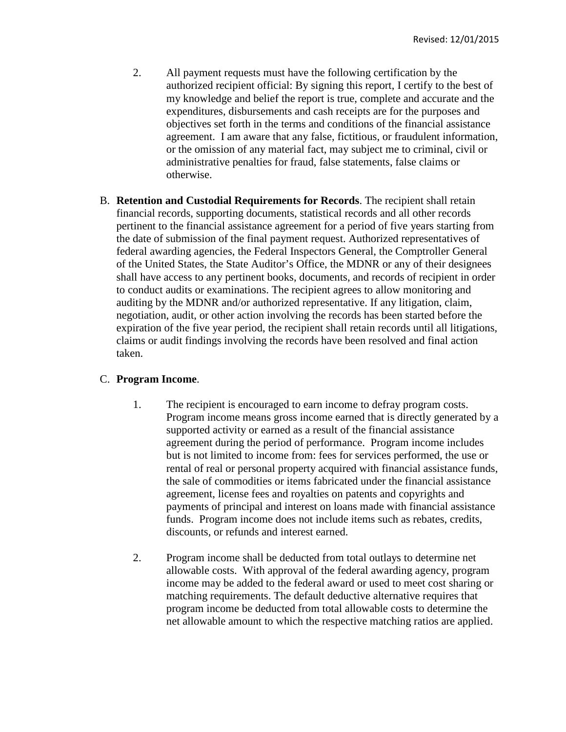2. All payment requests must have the following certification by the authorized recipient official: By signing this report, I certify to the best of my knowledge and belief the report is true, complete and accurate and the expenditures, disbursements and cash receipts are for the purposes and objectives set forth in the terms and conditions of the financial assistance agreement. I am aware that any false, fictitious, or fraudulent information, or the omission of any material fact, may subject me to criminal, civil or administrative penalties for fraud, false statements, false claims or otherwise.

B. **Retention and Custodial Requirements for Records**. The recipient shall retain financial records, supporting documents, statistical records and all other records pertinent to the financial assistance agreement for a period of five years starting from the date of submission of the final payment request. Authorized representatives of federal awarding agencies, the Federal Inspectors General, the Comptroller General of the United States, the State Auditor's Office, the MDNR or any of their designees shall have access to any pertinent books, documents, and records of recipient in order to conduct audits or examinations. The recipient agrees to allow monitoring and auditing by the MDNR and/or authorized representative. If any litigation, claim, negotiation, audit, or other action involving the records has been started before the expiration of the five year period, the recipient shall retain records until all litigations, claims or audit findings involving the records have been resolved and final action taken.

C. **Program Income**.

1. The recipient is encouraged to earn income to defray program costs. Program income means gross income earned that is directly generated by a supported activity or earned as a result of the financial assistance agreement during the period of performance. Program income includes but is not limited to income from: fees for services performed, the use or rental of real or personal property acquired with financial assistance funds, the sale of commodities or items fabricated under the financial assistance agreement, license fees and royalties on patents and copyrights and payments of principal and interest on loans made with financial assistance funds. Program income does not include items such as rebates, credits, discounts, or refunds and interest earned.

2. Program income shall be deducted from total outlays to determine net allowable costs. With approval of the federal awarding agency, program income may be added to the federal award or used to meet cost sharing or matching requirements. The default deductive alternative requires that program income be deducted from total allowable costs to determine the net allowable amount to which the respective matching ratios are applied.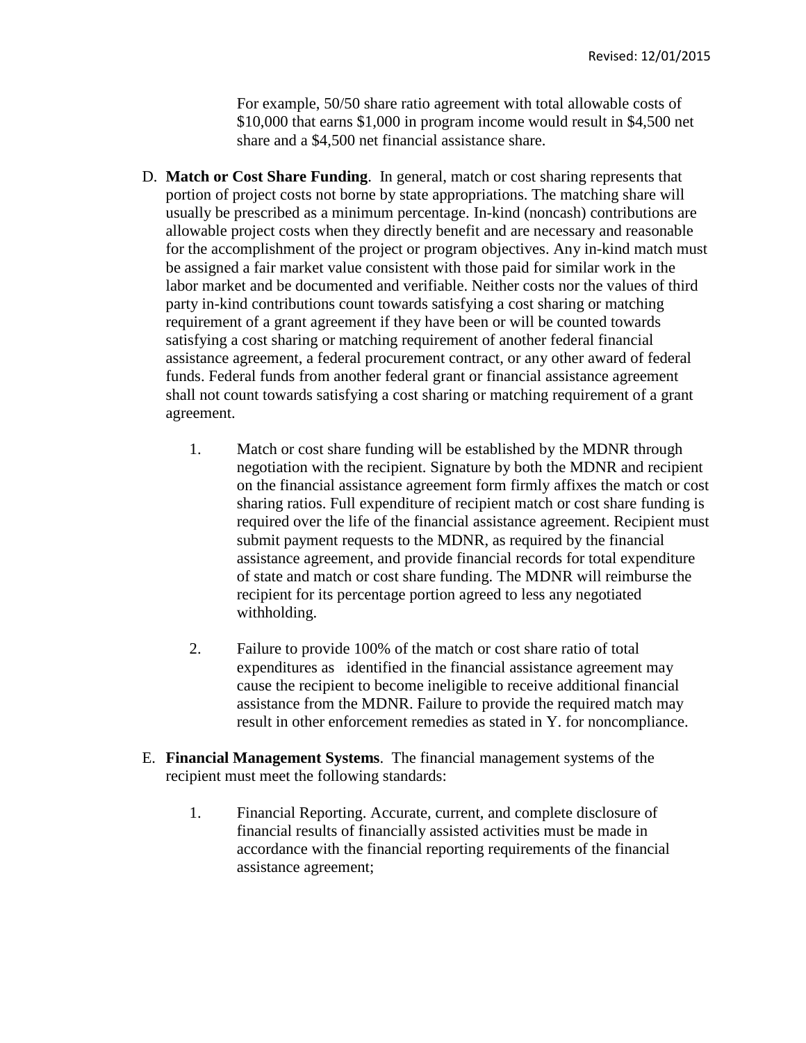For example, 50/50 share ratio agreement with total allowable costs of $10,000 that earns $1,000 in program income would result in $4,500 net share and a $4,500 net financial assistance share.

D. **Match or Cost Share Funding**. In general, match or cost sharing represents that portion of project costs not borne by state appropriations. The matching share will usually be prescribed as a minimum percentage. In-kind (noncash) contributions are allowable project costs when they directly benefit and are necessary and reasonable for the accomplishment of the project or program objectives. Any in-kind match must be assigned a fair market value consistent with those paid for similar work in the labor market and be documented and verifiable. Neither costs nor the values of third party in-kind contributions count towards satisfying a cost sharing or matching requirement of a grant agreement if they have been or will be counted towards satisfying a cost sharing or matching requirement of another federal financial assistance agreement, a federal procurement contract, or any other award of federal funds. Federal funds from another federal grant or financial assistance agreement shall not count towards satisfying a cost sharing or matching requirement of a grant agreement.

   1. Match or cost share funding will be established by the MDNR through negotiation with the recipient. Signature by both the MDNR and recipient on the financial assistance agreement form firmly affixes the match or cost sharing ratios. Full expenditure of recipient match or cost share funding is required over the life of the financial assistance agreement. Recipient must submit payment requests to the MDNR, as required by the financial assistance agreement, and provide financial records for total expenditure of state and match or cost share funding. The MDNR will reimburse the recipient for its percentage portion agreed to less any negotiated withholding.

   2. Failure to provide 100% of the match or cost share ratio of total expenditures as identified in the financial assistance agreement may cause the recipient to become ineligible to receive additional financial assistance from the MDNR. Failure to provide the required match may result in other enforcement remedies as stated in Y. for noncompliance.

E. **Financial Management Systems**. The financial management systems of the recipient must meet the following standards:

   1. Financial Reporting. Accurate, current, and complete disclosure of financial results of financially assisted activities must be made in accordance with the financial reporting requirements of the financial assistance agreement;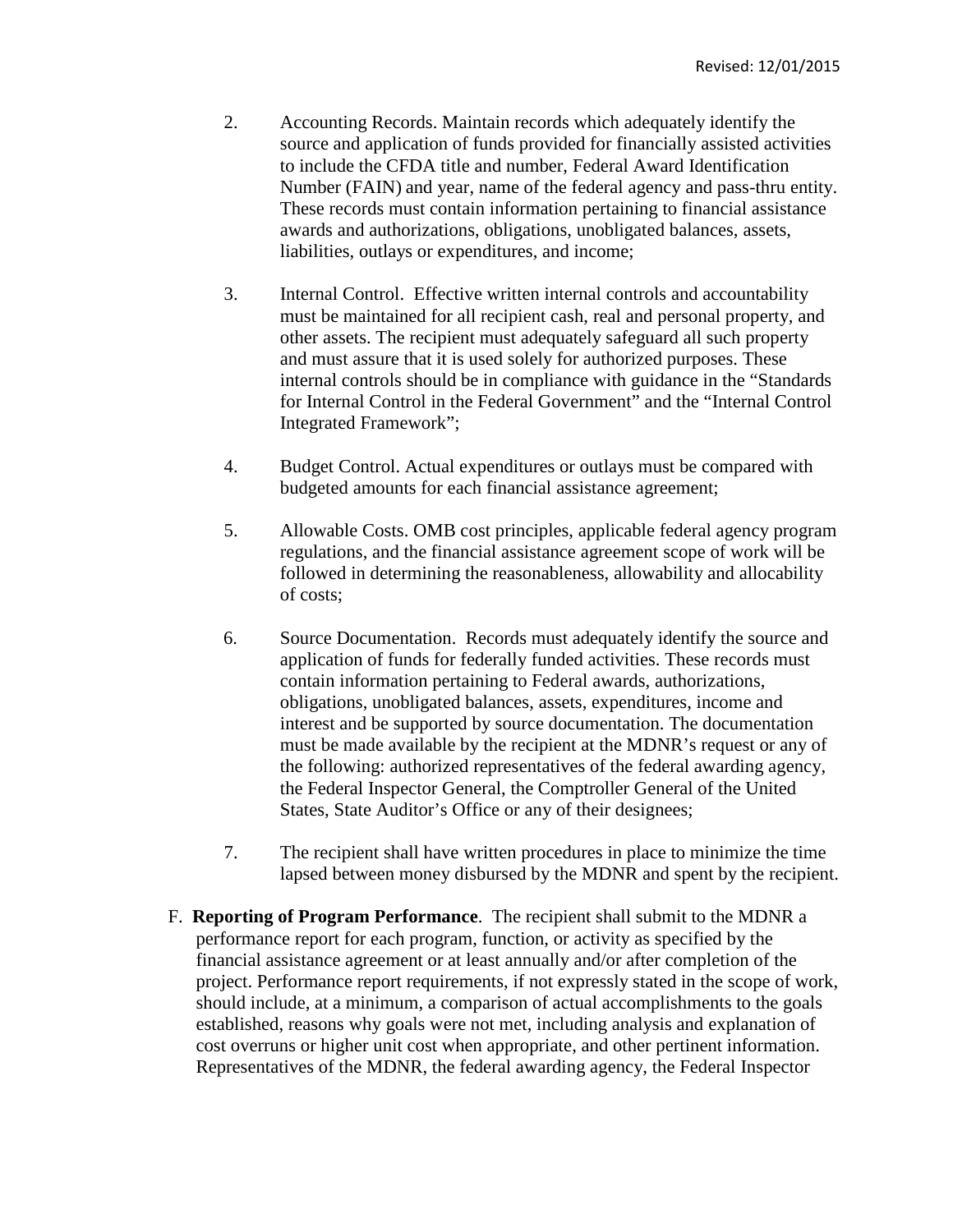2. Accounting Records. Maintain records which adequately identify the source and application of funds provided for financially assisted activities to include the CFDA title and number, Federal Award Identification Number (FAIN) and year, name of the federal agency and pass-thru entity. These records must contain information pertaining to financial assistance awards and authorizations, obligations, unobligated balances, assets, liabilities, outlays or expenditures, and income;

3. Internal Control. Effective written internal controls and accountability must be maintained for all recipient cash, real and personal property, and other assets. The recipient must adequately safeguard all such property and must assure that it is used solely for authorized purposes. These internal controls should be in compliance with guidance in the "Standards for Internal Control in the Federal Government" and the "Internal Control Integrated Framework";

4. Budget Control. Actual expenditures or outlays must be compared with budgeted amounts for each financial assistance agreement;

5. Allowable Costs. OMB cost principles, applicable federal agency program regulations, and the financial assistance agreement scope of work will be followed in determining the reasonableness, allowability and allocability of costs;

6. Source Documentation. Records must adequately identify the source and application of funds for federally funded activities. These records must contain information pertaining to Federal awards, authorizations, obligations, unobligated balances, assets, expenditures, income and interest and be supported by source documentation. The documentation must be made available by the recipient at the MDNR's request or any of the following: authorized representatives of the federal awarding agency, the Federal Inspector General, the Comptroller General of the United States, State Auditor's Office or any of their designees;

7. The recipient shall have written procedures in place to minimize the time lapsed between money disbursed by the MDNR and spent by the recipient.

F. **Reporting of Program Performance**. The recipient shall submit to the MDNR a performance report for each program, function, or activity as specified by the financial assistance agreement or at least annually and/or after completion of the project. Performance report requirements, if not expressly stated in the scope of work, should include, at a minimum, a comparison of actual accomplishments to the goals established, reasons why goals were not met, including analysis and explanation of cost overruns or higher unit cost when appropriate, and other pertinent information. Representatives of the MDNR, the federal awarding agency, the Federal Inspector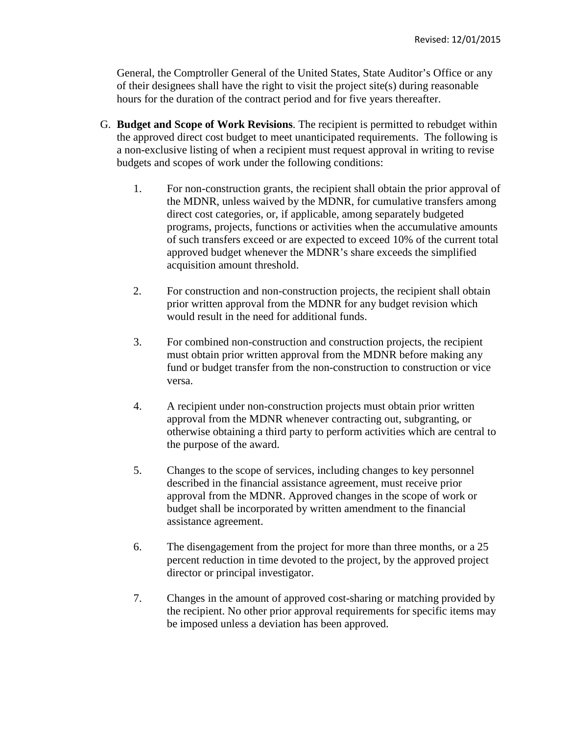General, the Comptroller General of the United States, State Auditor's Office or any of their designees shall have the right to visit the project site(s) during reasonable hours for the duration of the contract period and for five years thereafter.

G. **Budget and Scope of Work Revisions**. The recipient is permitted to rebudget within the approved direct cost budget to meet unanticipated requirements. The following is a non-exclusive listing of when a recipient must request approval in writing to revise budgets and scopes of work under the following conditions:

1. For non-construction grants, the recipient shall obtain the prior approval of the MDNR, unless waived by the MDNR, for cumulative transfers among direct cost categories, or, if applicable, among separately budgeted programs, projects, functions or activities when the accumulative amounts of such transfers exceed or are expected to exceed 10% of the current total approved budget whenever the MDNR's share exceeds the simplified acquisition amount threshold.

2. For construction and non-construction projects, the recipient shall obtain prior written approval from the MDNR for any budget revision which would result in the need for additional funds.

3. For combined non-construction and construction projects, the recipient must obtain prior written approval from the MDNR before making any fund or budget transfer from the non-construction to construction or vice versa.

4. A recipient under non-construction projects must obtain prior written approval from the MDNR whenever contracting out, subgranting, or otherwise obtaining a third party to perform activities which are central to the purpose of the award.

5. Changes to the scope of services, including changes to key personnel described in the financial assistance agreement, must receive prior approval from the MDNR. Approved changes in the scope of work or budget shall be incorporated by written amendment to the financial assistance agreement.

6. The disengagement from the project for more than three months, or a 25 percent reduction in time devoted to the project, by the approved project director or principal investigator.

7. Changes in the amount of approved cost-sharing or matching provided by the recipient. No other prior approval requirements for specific items may be imposed unless a deviation has been approved.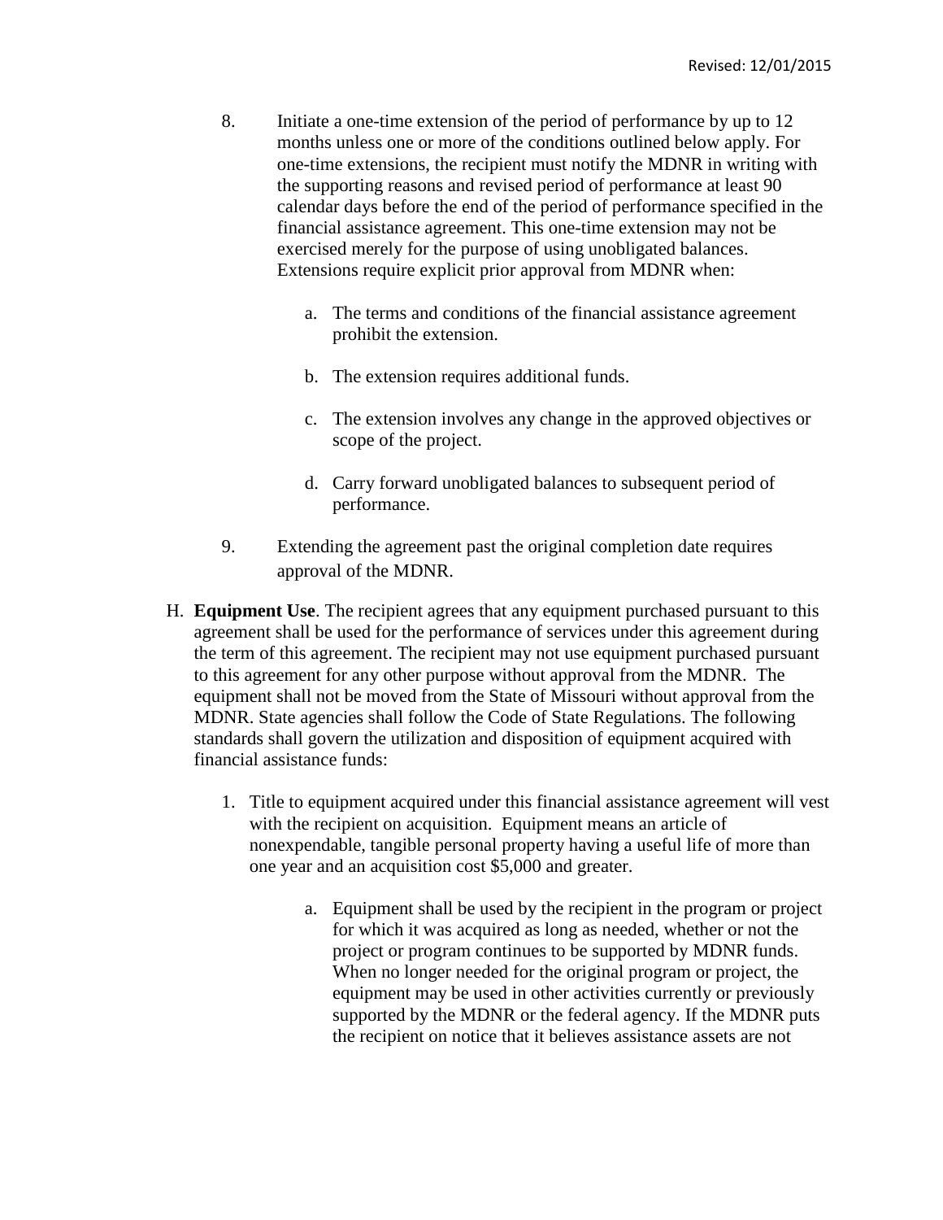8. Initiate a one-time extension of the period of performance by up to 12 months unless one or more of the conditions outlined below apply. For one-time extensions, the recipient must notify the MDNR in writing with the supporting reasons and revised period of performance at least 90 calendar days before the end of the period of performance specified in the financial assistance agreement. This one-time extension may not be exercised merely for the purpose of using unobligated balances. Extensions require explicit prior approval from MDNR when:

   a. The terms and conditions of the financial assistance agreement prohibit the extension.

   b. The extension requires additional funds.

   c. The extension involves any change in the approved objectives or scope of the project.

   d. Carry forward unobligated balances to subsequent period of performance.

9. Extending the agreement past the original completion date requires approval of the MDNR.

H. **Equipment Use**. The recipient agrees that any equipment purchased pursuant to this agreement shall be used for the performance of services under this agreement during the term of this agreement. The recipient may not use equipment purchased pursuant to this agreement for any other purpose without approval from the MDNR. The equipment shall not be moved from the State of Missouri without approval from the MDNR. State agencies shall follow the Code of State Regulations. The following standards shall govern the utilization and disposition of equipment acquired with financial assistance funds:

   1. Title to equipment acquired under this financial assistance agreement will vest with the recipient on acquisition. Equipment means an article of nonexpendable, tangible personal property having a useful life of more than one year and an acquisition cost $5,000 and greater.

      a. Equipment shall be used by the recipient in the program or project for which it was acquired as long as needed, whether or not the project or program continues to be supported by MDNR funds. When no longer needed for the original program or project, the equipment may be used in other activities currently or previously supported by the MDNR or the federal agency. If the MDNR puts the recipient on notice that it believes assistance assets are not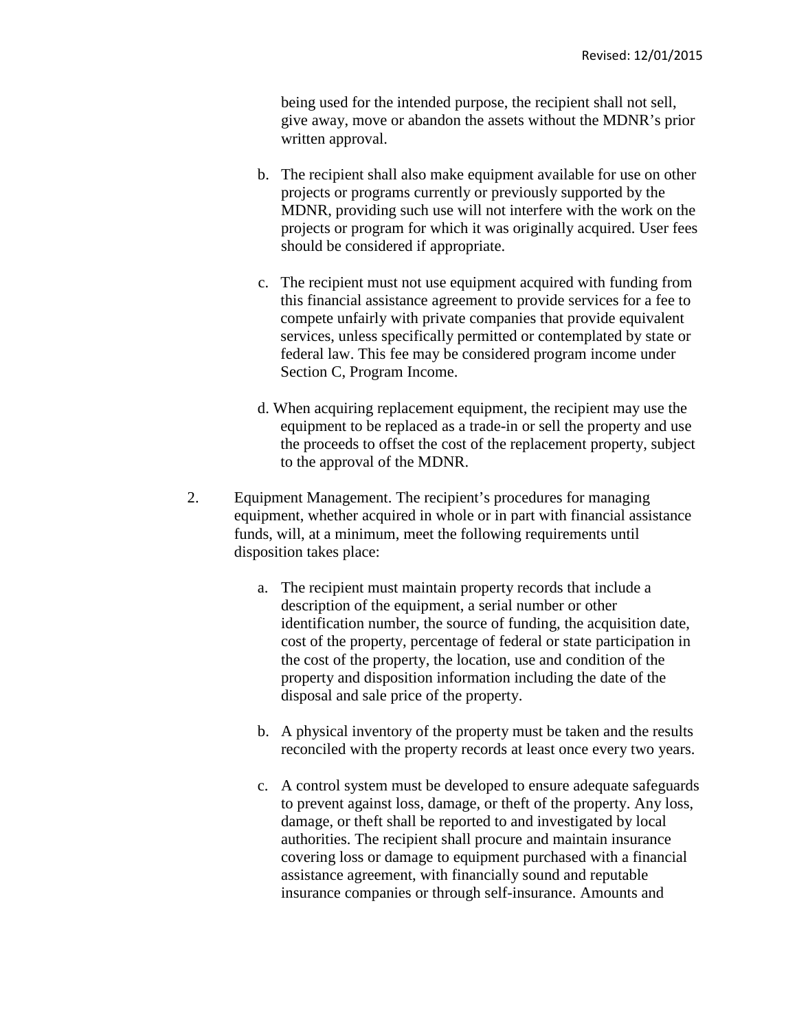being used for the intended purpose, the recipient shall not sell, give away, move or abandon the assets without the MDNR's prior written approval.

b. The recipient shall also make equipment available for use on other projects or programs currently or previously supported by the MDNR, providing such use will not interfere with the work on the projects or program for which it was originally acquired. User fees should be considered if appropriate.

c. The recipient must not use equipment acquired with funding from this financial assistance agreement to provide services for a fee to compete unfairly with private companies that provide equivalent services, unless specifically permitted or contemplated by state or federal law. This fee may be considered program income under Section C, Program Income.

d. When acquiring replacement equipment, the recipient may use the equipment to be replaced as a trade-in or sell the property and use the proceeds to offset the cost of the replacement property, subject to the approval of the MDNR.

2. Equipment Management. The recipient's procedures for managing equipment, whether acquired in whole or in part with financial assistance funds, will, at a minimum, meet the following requirements until disposition takes place:

   a. The recipient must maintain property records that include a description of the equipment, a serial number or other identification number, the source of funding, the acquisition date, cost of the property, percentage of federal or state participation in the cost of the property, the location, use and condition of the property and disposition information including the date of the disposal and sale price of the property.

   b. A physical inventory of the property must be taken and the results reconciled with the property records at least once every two years.

   c. A control system must be developed to ensure adequate safeguards to prevent against loss, damage, or theft of the property. Any loss, damage, or theft shall be reported to and investigated by local authorities. The recipient shall procure and maintain insurance covering loss or damage to equipment purchased with a financial assistance agreement, with financially sound and reputable insurance companies or through self-insurance. Amounts and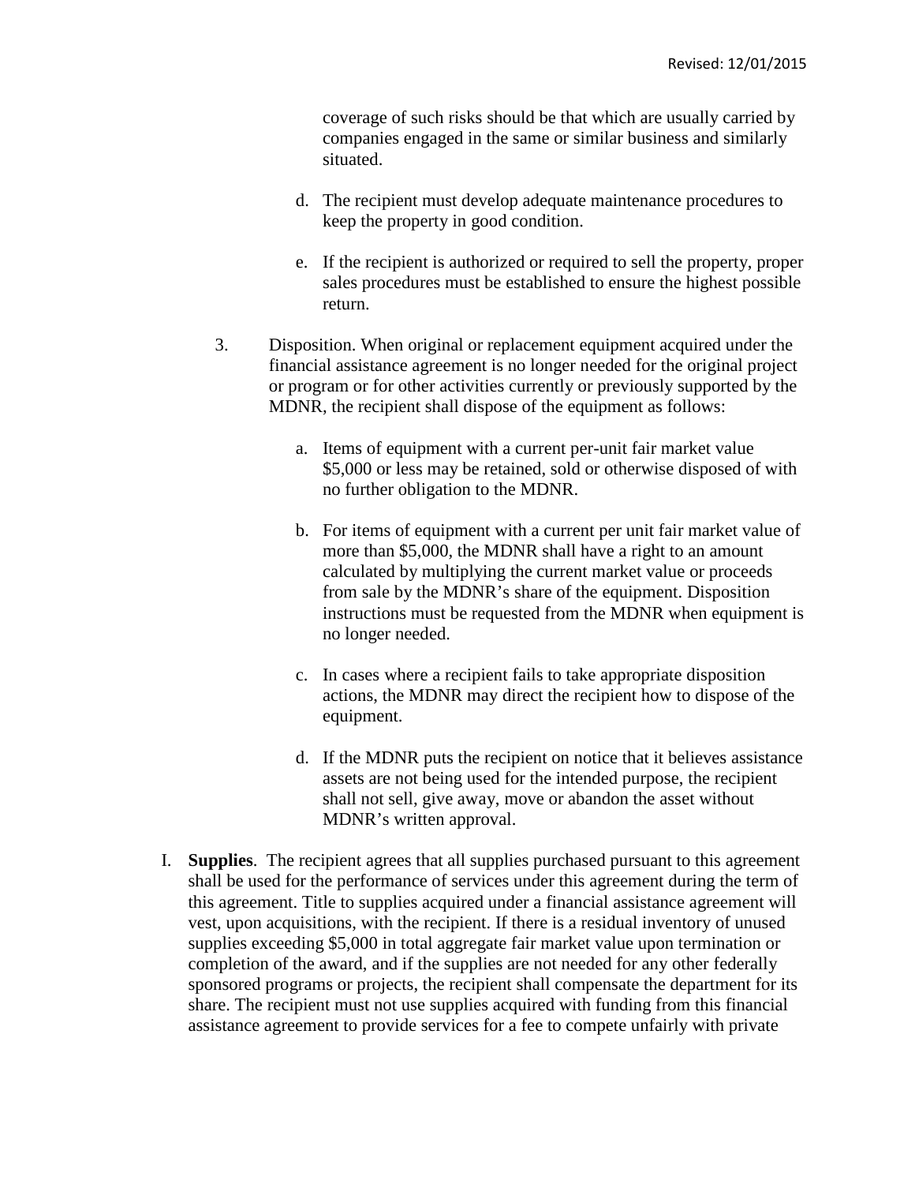coverage of such risks should be that which are usually carried by companies engaged in the same or similar business and similarly situated.

d. The recipient must develop adequate maintenance procedures to keep the property in good condition.

e. If the recipient is authorized or required to sell the property, proper sales procedures must be established to ensure the highest possible return.

3. Disposition. When original or replacement equipment acquired under the financial assistance agreement is no longer needed for the original project or program or for other activities currently or previously supported by the MDNR, the recipient shall dispose of the equipment as follows:

   a. Items of equipment with a current per-unit fair market value $5,000 or less may be retained, sold or otherwise disposed of with no further obligation to the MDNR.

   b. For items of equipment with a current per unit fair market value of more than $5,000, the MDNR shall have a right to an amount calculated by multiplying the current market value or proceeds from sale by the MDNR's share of the equipment. Disposition instructions must be requested from the MDNR when equipment is no longer needed.

   c. In cases where a recipient fails to take appropriate disposition actions, the MDNR may direct the recipient how to dispose of the equipment.

   d. If the MDNR puts the recipient on notice that it believes assistance assets are not being used for the intended purpose, the recipient shall not sell, give away, move or abandon the asset without MDNR's written approval.

I. **Supplies**. The recipient agrees that all supplies purchased pursuant to this agreement shall be used for the performance of services under this agreement during the term of this agreement. Title to supplies acquired under a financial assistance agreement will vest, upon acquisitions, with the recipient. If there is a residual inventory of unused supplies exceeding $5,000 in total aggregate fair market value upon termination or completion of the award, and if the supplies are not needed for any other federally sponsored programs or projects, the recipient shall compensate the department for its share. The recipient must not use supplies acquired with funding from this financial assistance agreement to provide services for a fee to compete unfairly with private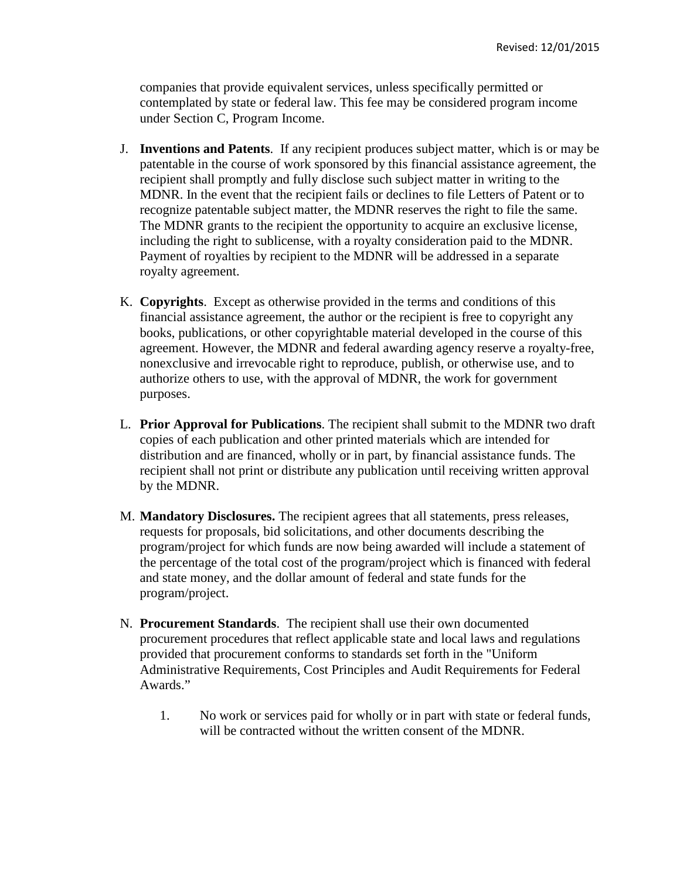companies that provide equivalent services, unless specifically permitted or contemplated by state or federal law. This fee may be considered program income under Section C, Program Income.

J. **Inventions and Patents**. If any recipient produces subject matter, which is or may be patentable in the course of work sponsored by this financial assistance agreement, the recipient shall promptly and fully disclose such subject matter in writing to the MDNR. In the event that the recipient fails or declines to file Letters of Patent or to recognize patentable subject matter, the MDNR reserves the right to file the same. The MDNR grants to the recipient the opportunity to acquire an exclusive license, including the right to sublicense, with a royalty consideration paid to the MDNR. Payment of royalties by recipient to the MDNR will be addressed in a separate royalty agreement.

K. **Copyrights**. Except as otherwise provided in the terms and conditions of this financial assistance agreement, the author or the recipient is free to copyright any books, publications, or other copyrightable material developed in the course of this agreement. However, the MDNR and federal awarding agency reserve a royalty-free, nonexclusive and irrevocable right to reproduce, publish, or otherwise use, and to authorize others to use, with the approval of MDNR, the work for government purposes.

L. **Prior Approval for Publications**. The recipient shall submit to the MDNR two draft copies of each publication and other printed materials which are intended for distribution and are financed, wholly or in part, by financial assistance funds. The recipient shall not print or distribute any publication until receiving written approval by the MDNR.

M. **Mandatory Disclosures.** The recipient agrees that all statements, press releases, requests for proposals, bid solicitations, and other documents describing the program/project for which funds are now being awarded will include a statement of the percentage of the total cost of the program/project which is financed with federal and state money, and the dollar amount of federal and state funds for the program/project.

N. **Procurement Standards**. The recipient shall use their own documented procurement procedures that reflect applicable state and local laws and regulations provided that procurement conforms to standards set forth in the "Uniform Administrative Requirements, Cost Principles and Audit Requirements for Federal Awards."

   1. No work or services paid for wholly or in part with state or federal funds, will be contracted without the written consent of the MDNR.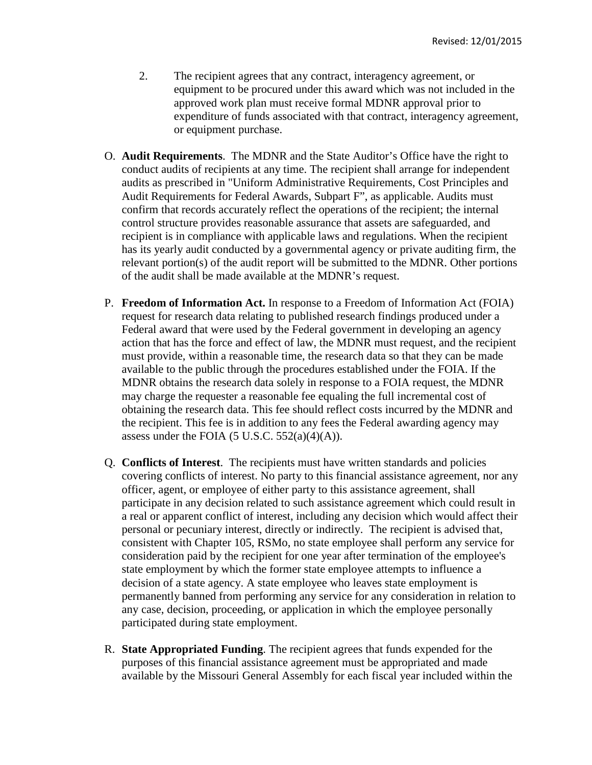2. The recipient agrees that any contract, interagency agreement, or equipment to be procured under this award which was not included in the approved work plan must receive formal MDNR approval prior to expenditure of funds associated with that contract, interagency agreement, or equipment purchase.

O. **Audit Requirements**. The MDNR and the State Auditor's Office have the right to conduct audits of recipients at any time. The recipient shall arrange for independent audits as prescribed in "Uniform Administrative Requirements, Cost Principles and Audit Requirements for Federal Awards, Subpart F", as applicable. Audits must confirm that records accurately reflect the operations of the recipient; the internal control structure provides reasonable assurance that assets are safeguarded, and recipient is in compliance with applicable laws and regulations. When the recipient has its yearly audit conducted by a governmental agency or private auditing firm, the relevant portion(s) of the audit report will be submitted to the MDNR. Other portions of the audit shall be made available at the MDNR's request.

P. **Freedom of Information Act.** In response to a Freedom of Information Act (FOIA) request for research data relating to published research findings produced under a Federal award that were used by the Federal government in developing an agency action that has the force and effect of law, the MDNR must request, and the recipient must provide, within a reasonable time, the research data so that they can be made available to the public through the procedures established under the FOIA. If the MDNR obtains the research data solely in response to a FOIA request, the MDNR may charge the requester a reasonable fee equaling the full incremental cost of obtaining the research data. This fee should reflect costs incurred by the MDNR and the recipient. This fee is in addition to any fees the Federal awarding agency may assess under the FOIA (5 U.S.C. 552(a)(4)(A)).

Q. **Conflicts of Interest**. The recipients must have written standards and policies covering conflicts of interest. No party to this financial assistance agreement, nor any officer, agent, or employee of either party to this assistance agreement, shall participate in any decision related to such assistance agreement which could result in a real or apparent conflict of interest, including any decision which would affect their personal or pecuniary interest, directly or indirectly. The recipient is advised that, consistent with Chapter 105, RSMo, no state employee shall perform any service for consideration paid by the recipient for one year after termination of the employee's state employment by which the former state employee attempts to influence a decision of a state agency. A state employee who leaves state employment is permanently banned from performing any service for any consideration in relation to any case, decision, proceeding, or application in which the employee personally participated during state employment.

R. **State Appropriated Funding**. The recipient agrees that funds expended for the purposes of this financial assistance agreement must be appropriated and made available by the Missouri General Assembly for each fiscal year included within the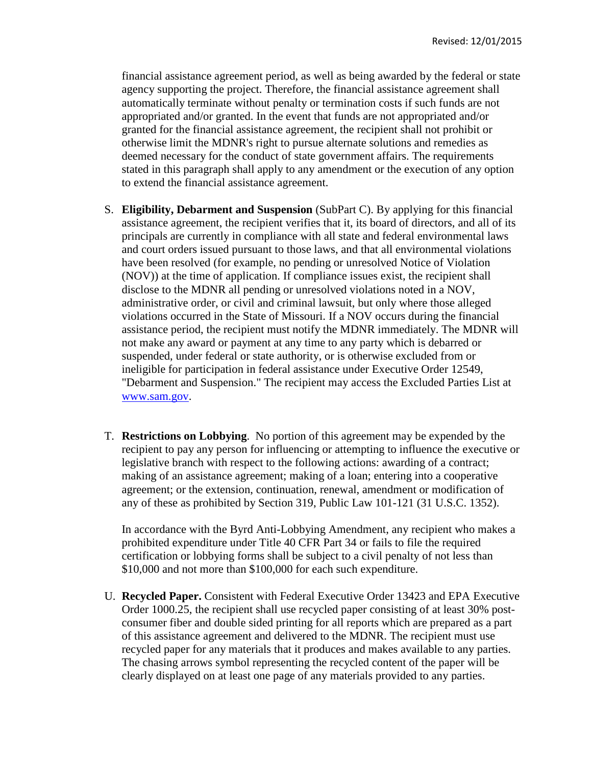financial assistance agreement period, as well as being awarded by the federal or state agency supporting the project. Therefore, the financial assistance agreement shall automatically terminate without penalty or termination costs if such funds are not appropriated and/or granted. In the event that funds are not appropriated and/or granted for the financial assistance agreement, the recipient shall not prohibit or otherwise limit the MDNR's right to pursue alternate solutions and remedies as deemed necessary for the conduct of state government affairs. The requirements stated in this paragraph shall apply to any amendment or the execution of any option to extend the financial assistance agreement.

S. **Eligibility, Debarment and Suspension** (SubPart C). By applying for this financial assistance agreement, the recipient verifies that it, its board of directors, and all of its principals are currently in compliance with all state and federal environmental laws and court orders issued pursuant to those laws, and that all environmental violations have been resolved (for example, no pending or unresolved Notice of Violation (NOV)) at the time of application. If compliance issues exist, the recipient shall disclose to the MDNR all pending or unresolved violations noted in a NOV, administrative order, or civil and criminal lawsuit, but only where those alleged violations occurred in the State of Missouri. If a NOV occurs during the financial assistance period, the recipient must notify the MDNR immediately. The MDNR will not make any award or payment at any time to any party which is debarred or suspended, under federal or state authority, or is otherwise excluded from or ineligible for participation in federal assistance under Executive Order 12549, "Debarment and Suspension." The recipient may access the Excluded Parties List at www.sam.gov.

T. **Restrictions on Lobbying**. No portion of this agreement may be expended by the recipient to pay any person for influencing or attempting to influence the executive or legislative branch with respect to the following actions: awarding of a contract; making of an assistance agreement; making of a loan; entering into a cooperative agreement; or the extension, continuation, renewal, amendment or modification of any of these as prohibited by Section 319, Public Law 101-121 (31 U.S.C. 1352).

   In accordance with the Byrd Anti-Lobbying Amendment, any recipient who makes a prohibited expenditure under Title 40 CFR Part 34 or fails to file the required certification or lobbying forms shall be subject to a civil penalty of not less than $10,000 and not more than $100,000 for each such expenditure.

U. **Recycled Paper.** Consistent with Federal Executive Order 13423 and EPA Executive Order 1000.25, the recipient shall use recycled paper consisting of at least 30% post-consumer fiber and double sided printing for all reports which are prepared as a part of this assistance agreement and delivered to the MDNR. The recipient must use recycled paper for any materials that it produces and makes available to any parties. The chasing arrows symbol representing the recycled content of the paper will be clearly displayed on at least one page of any materials provided to any parties.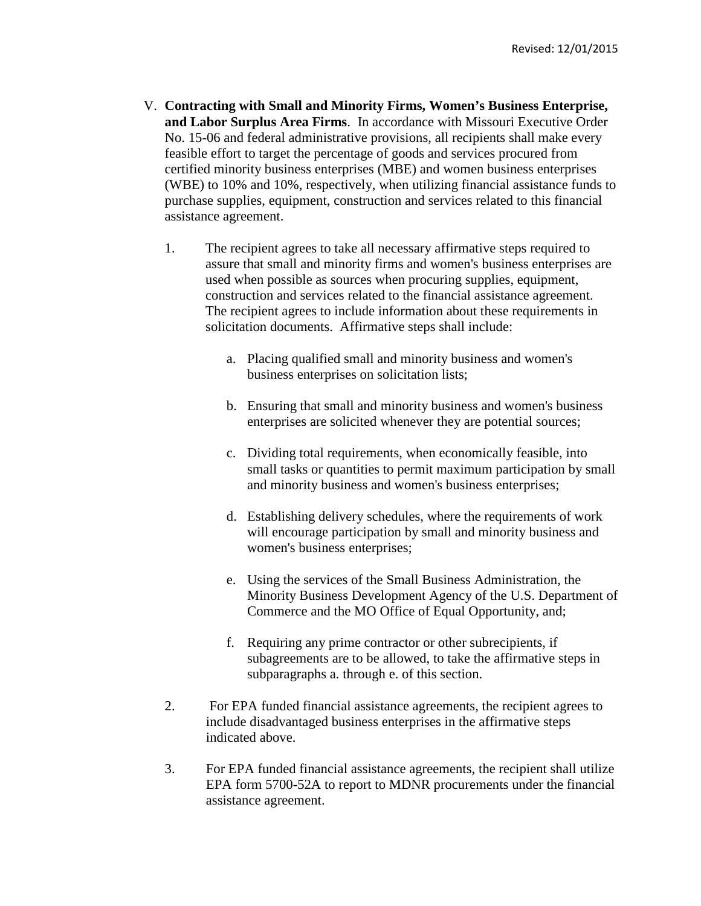V. **Contracting with Small and Minority Firms, Women's Business Enterprise, and Labor Surplus Area Firms**. In accordance with Missouri Executive Order No. 15-06 and federal administrative provisions, all recipients shall make every feasible effort to target the percentage of goods and services procured from certified minority business enterprises (MBE) and women business enterprises (WBE) to 10% and 10%, respectively, when utilizing financial assistance funds to purchase supplies, equipment, construction and services related to this financial assistance agreement.

1. The recipient agrees to take all necessary affirmative steps required to assure that small and minority firms and women's business enterprises are used when possible as sources when procuring supplies, equipment, construction and services related to the financial assistance agreement. The recipient agrees to include information about these requirements in solicitation documents. Affirmative steps shall include:

    a. Placing qualified small and minority business and women's business enterprises on solicitation lists;

    b. Ensuring that small and minority business and women's business enterprises are solicited whenever they are potential sources;

    c. Dividing total requirements, when economically feasible, into small tasks or quantities to permit maximum participation by small and minority business and women's business enterprises;

    d. Establishing delivery schedules, where the requirements of work will encourage participation by small and minority business and women's business enterprises;

    e. Using the services of the Small Business Administration, the Minority Business Development Agency of the U.S. Department of Commerce and the MO Office of Equal Opportunity, and;

    f. Requiring any prime contractor or other subrecipients, if subagreements are to be allowed, to take the affirmative steps in subparagraphs a. through e. of this section.

2. For EPA funded financial assistance agreements, the recipient agrees to include disadvantaged business enterprises in the affirmative steps indicated above.

3. For EPA funded financial assistance agreements, the recipient shall utilize EPA form 5700-52A to report to MDNR procurements under the financial assistance agreement.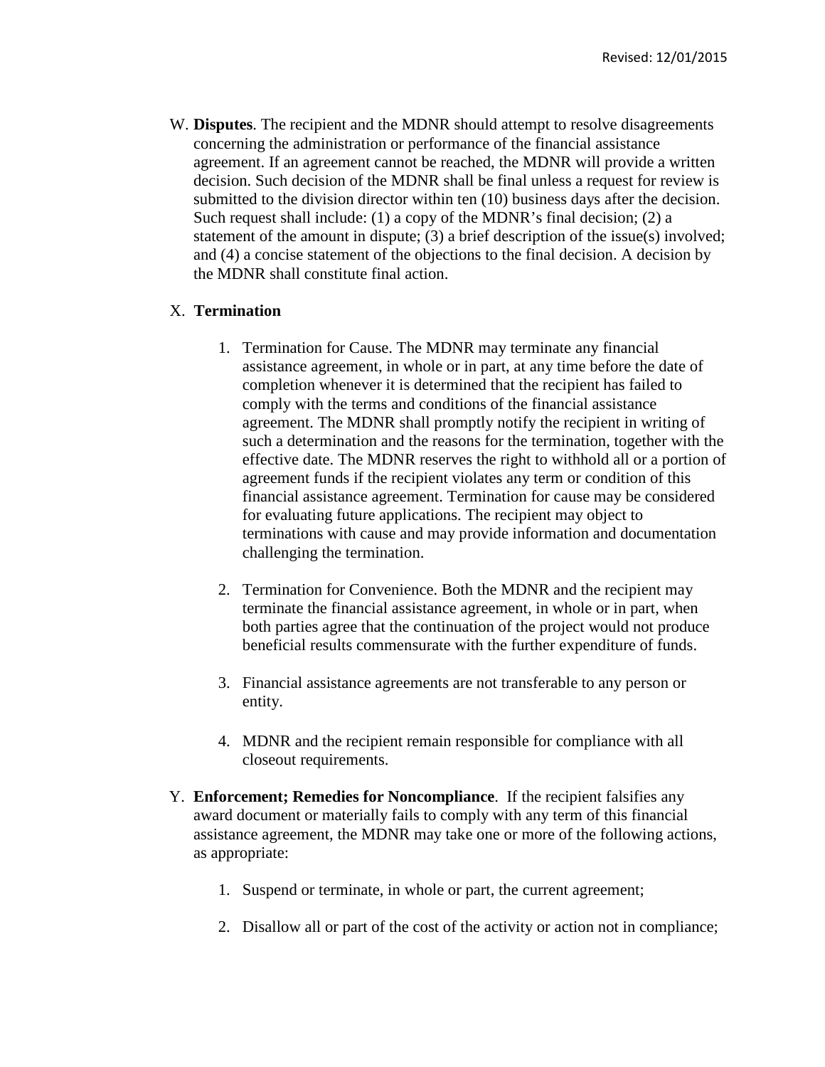W. **Disputes**. The recipient and the MDNR should attempt to resolve disagreements concerning the administration or performance of the financial assistance agreement. If an agreement cannot be reached, the MDNR will provide a written decision. Such decision of the MDNR shall be final unless a request for review is submitted to the division director within ten (10) business days after the decision. Such request shall include: (1) a copy of the MDNR's final decision; (2) a statement of the amount in dispute; (3) a brief description of the issue(s) involved; and (4) a concise statement of the objections to the final decision. A decision by the MDNR shall constitute final action.

X. **Termination**

1. Termination for Cause. The MDNR may terminate any financial assistance agreement, in whole or in part, at any time before the date of completion whenever it is determined that the recipient has failed to comply with the terms and conditions of the financial assistance agreement. The MDNR shall promptly notify the recipient in writing of such a determination and the reasons for the termination, together with the effective date. The MDNR reserves the right to withhold all or a portion of agreement funds if the recipient violates any term or condition of this financial assistance agreement. Termination for cause may be considered for evaluating future applications. The recipient may object to terminations with cause and may provide information and documentation challenging the termination.

2. Termination for Convenience. Both the MDNR and the recipient may terminate the financial assistance agreement, in whole or in part, when both parties agree that the continuation of the project would not produce beneficial results commensurate with the further expenditure of funds.

3. Financial assistance agreements are not transferable to any person or entity.

4. MDNR and the recipient remain responsible for compliance with all closeout requirements.

Y. **Enforcement; Remedies for Noncompliance**. If the recipient falsifies any award document or materially fails to comply with any term of this financial assistance agreement, the MDNR may take one or more of the following actions, as appropriate:

1. Suspend or terminate, in whole or part, the current agreement;

2. Disallow all or part of the cost of the activity or action not in compliance;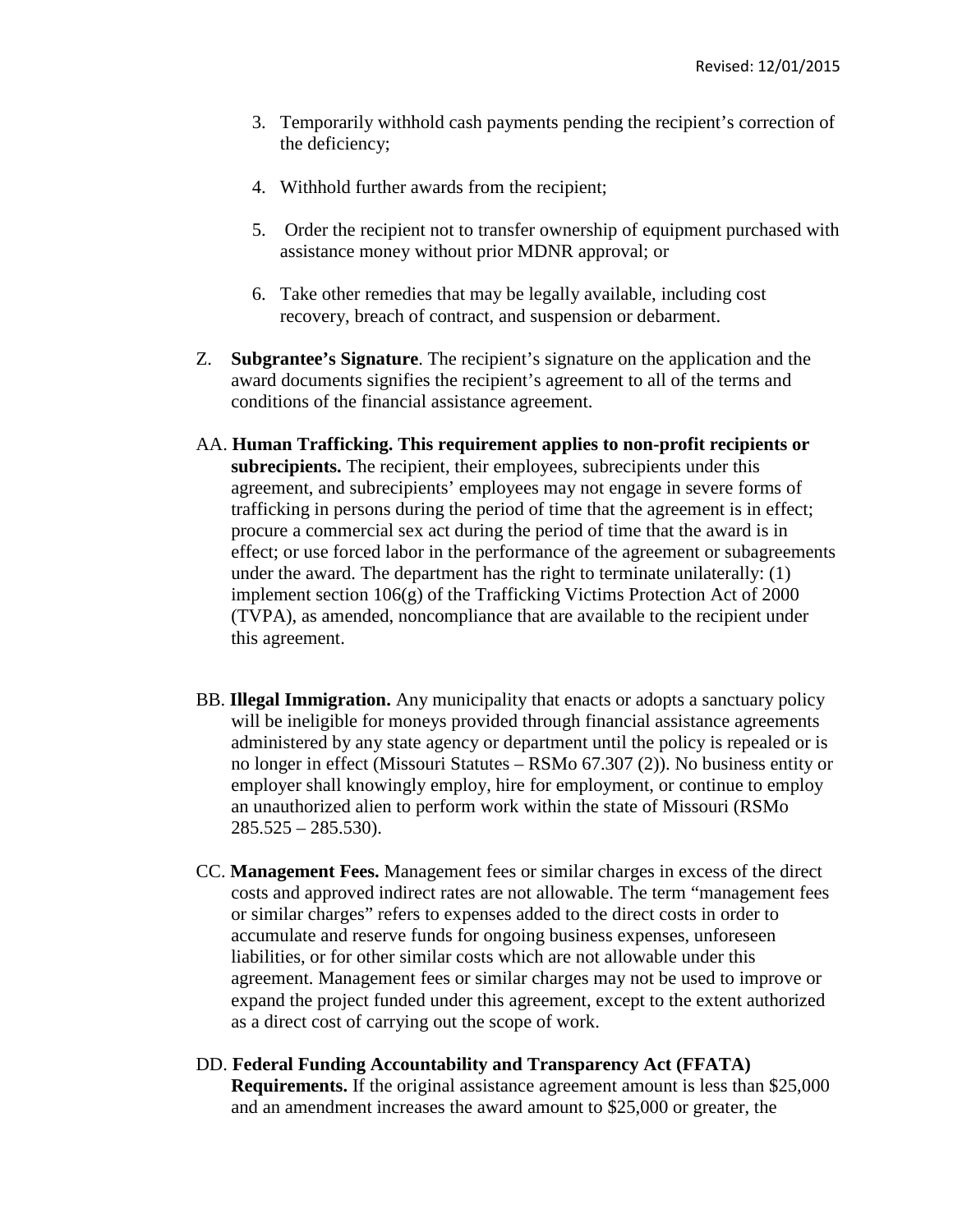3. Temporarily withhold cash payments pending the recipient's correction of the deficiency;

4. Withhold further awards from the recipient;

5. Order the recipient not to transfer ownership of equipment purchased with assistance money without prior MDNR approval; or

6. Take other remedies that may be legally available, including cost recovery, breach of contract, and suspension or debarment.

Z. **Subgrantee's Signature**. The recipient's signature on the application and the award documents signifies the recipient's agreement to all of the terms and conditions of the financial assistance agreement.

AA. **Human Trafficking. This requirement applies to non-profit recipients or subrecipients.** The recipient, their employees, subrecipients under this agreement, and subrecipients' employees may not engage in severe forms of trafficking in persons during the period of time that the agreement is in effect; procure a commercial sex act during the period of time that the award is in effect; or use forced labor in the performance of the agreement or subagreements under the award. The department has the right to terminate unilaterally: (1) implement section 106(g) of the Trafficking Victims Protection Act of 2000 (TVPA), as amended, noncompliance that are available to the recipient under this agreement.

BB. **Illegal Immigration.** Any municipality that enacts or adopts a sanctuary policy will be ineligible for moneys provided through financial assistance agreements administered by any state agency or department until the policy is repealed or is no longer in effect (Missouri Statutes – RSMo 67.307 (2)). No business entity or employer shall knowingly employ, hire for employment, or continue to employ an unauthorized alien to perform work within the state of Missouri (RSMo 285.525 – 285.530).

CC. **Management Fees.** Management fees or similar charges in excess of the direct costs and approved indirect rates are not allowable. The term "management fees or similar charges" refers to expenses added to the direct costs in order to accumulate and reserve funds for ongoing business expenses, unforeseen liabilities, or for other similar costs which are not allowable under this agreement. Management fees or similar charges may not be used to improve or expand the project funded under this agreement, except to the extent authorized as a direct cost of carrying out the scope of work.

DD. **Federal Funding Accountability and Transparency Act (FFATA) Requirements.** If the original assistance agreement amount is less than $25,000 and an amendment increases the award amount to $25,000 or greater, the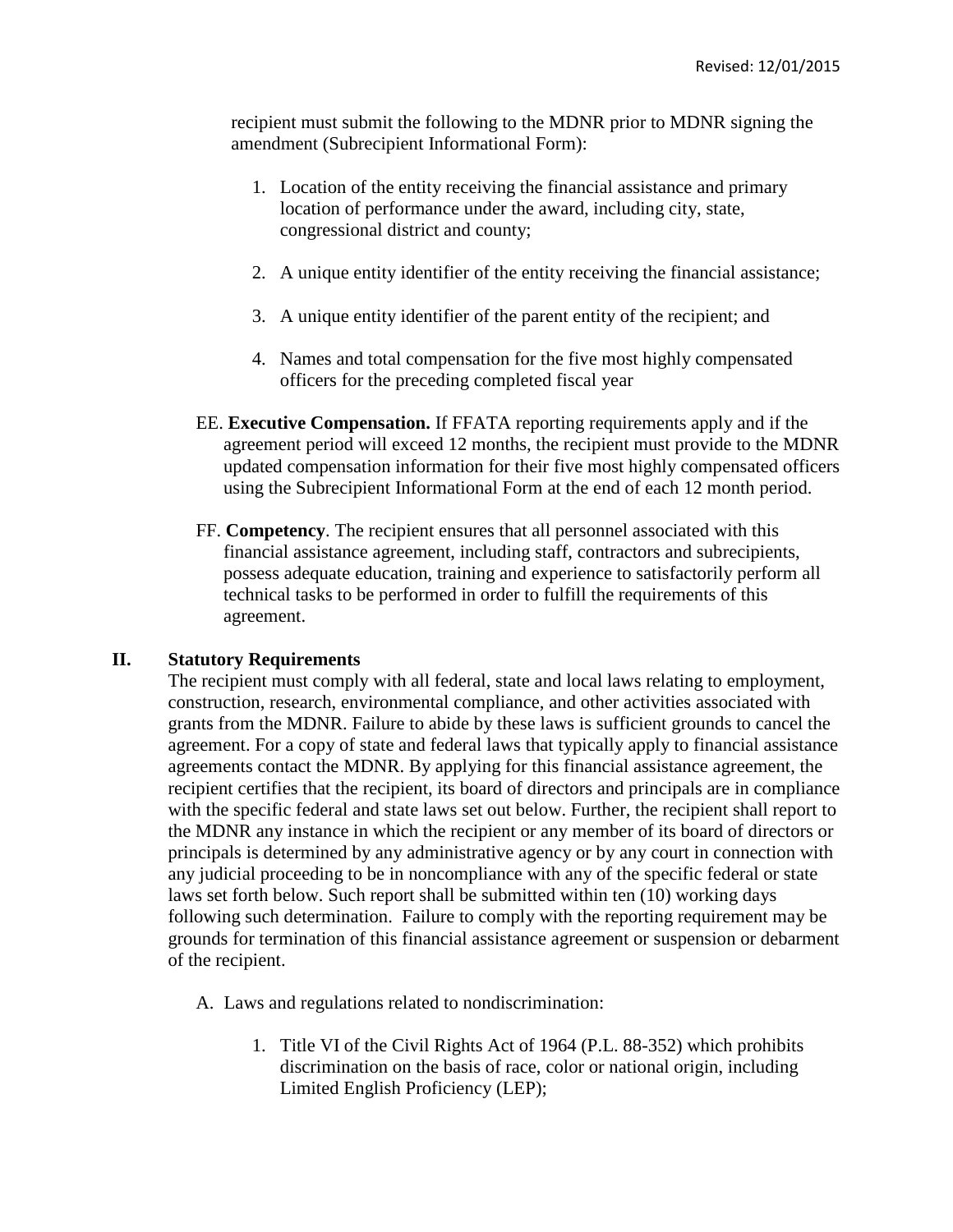recipient must submit the following to the MDNR prior to MDNR signing the amendment (Subrecipient Informational Form):

1. Location of the entity receiving the financial assistance and primary location of performance under the award, including city, state, congressional district and county;

2. A unique entity identifier of the entity receiving the financial assistance;

3. A unique entity identifier of the parent entity of the recipient; and

4. Names and total compensation for the five most highly compensated officers for the preceding completed fiscal year

EE. **Executive Compensation.** If FFATA reporting requirements apply and if the agreement period will exceed 12 months, the recipient must provide to the MDNR updated compensation information for their five most highly compensated officers using the Subrecipient Informational Form at the end of each 12 month period.

FF. **Competency**. The recipient ensures that all personnel associated with this financial assistance agreement, including staff, contractors and subrecipients, possess adequate education, training and experience to satisfactorily perform all technical tasks to be performed in order to fulfill the requirements of this agreement.

## II. Statutory Requirements

The recipient must comply with all federal, state and local laws relating to employment, construction, research, environmental compliance, and other activities associated with grants from the MDNR. Failure to abide by these laws is sufficient grounds to cancel the agreement. For a copy of state and federal laws that typically apply to financial assistance agreements contact the MDNR. By applying for this financial assistance agreement, the recipient certifies that the recipient, its board of directors and principals are in compliance with the specific federal and state laws set out below. Further, the recipient shall report to the MDNR any instance in which the recipient or any member of its board of directors or principals is determined by any administrative agency or by any court in connection with any judicial proceeding to be in noncompliance with any of the specific federal or state laws set forth below. Such report shall be submitted within ten (10) working days following such determination. Failure to comply with the reporting requirement may be grounds for termination of this financial assistance agreement or suspension or debarment of the recipient.

A. Laws and regulations related to nondiscrimination:

1. Title VI of the Civil Rights Act of 1964 (P.L. 88-352) which prohibits discrimination on the basis of race, color or national origin, including Limited English Proficiency (LEP);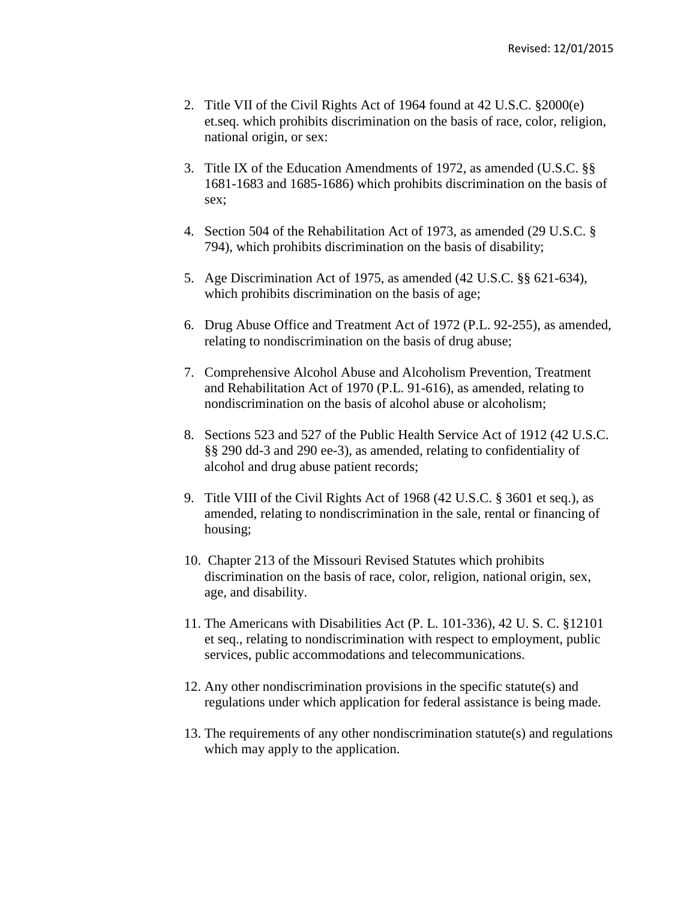2. Title VII of the Civil Rights Act of 1964 found at 42 U.S.C. §2000(e) et.seq. which prohibits discrimination on the basis of race, color, religion, national origin, or sex:

3. Title IX of the Education Amendments of 1972, as amended (U.S.C. §§ 1681-1683 and 1685-1686) which prohibits discrimination on the basis of sex;

4. Section 504 of the Rehabilitation Act of 1973, as amended (29 U.S.C. § 794), which prohibits discrimination on the basis of disability;

5. Age Discrimination Act of 1975, as amended (42 U.S.C. §§ 621-634), which prohibits discrimination on the basis of age;

6. Drug Abuse Office and Treatment Act of 1972 (P.L. 92-255), as amended, relating to nondiscrimination on the basis of drug abuse;

7. Comprehensive Alcohol Abuse and Alcoholism Prevention, Treatment and Rehabilitation Act of 1970 (P.L. 91-616), as amended, relating to nondiscrimination on the basis of alcohol abuse or alcoholism;

8. Sections 523 and 527 of the Public Health Service Act of 1912 (42 U.S.C. §§ 290 dd-3 and 290 ee-3), as amended, relating to confidentiality of alcohol and drug abuse patient records;

9. Title VIII of the Civil Rights Act of 1968 (42 U.S.C. § 3601 et seq.), as amended, relating to nondiscrimination in the sale, rental or financing of housing;

10. Chapter 213 of the Missouri Revised Statutes which prohibits discrimination on the basis of race, color, religion, national origin, sex, age, and disability.

11. The Americans with Disabilities Act (P. L. 101-336), 42 U. S. C. §12101 et seq., relating to nondiscrimination with respect to employment, public services, public accommodations and telecommunications.

12. Any other nondiscrimination provisions in the specific statute(s) and regulations under which application for federal assistance is being made.

13. The requirements of any other nondiscrimination statute(s) and regulations which may apply to the application.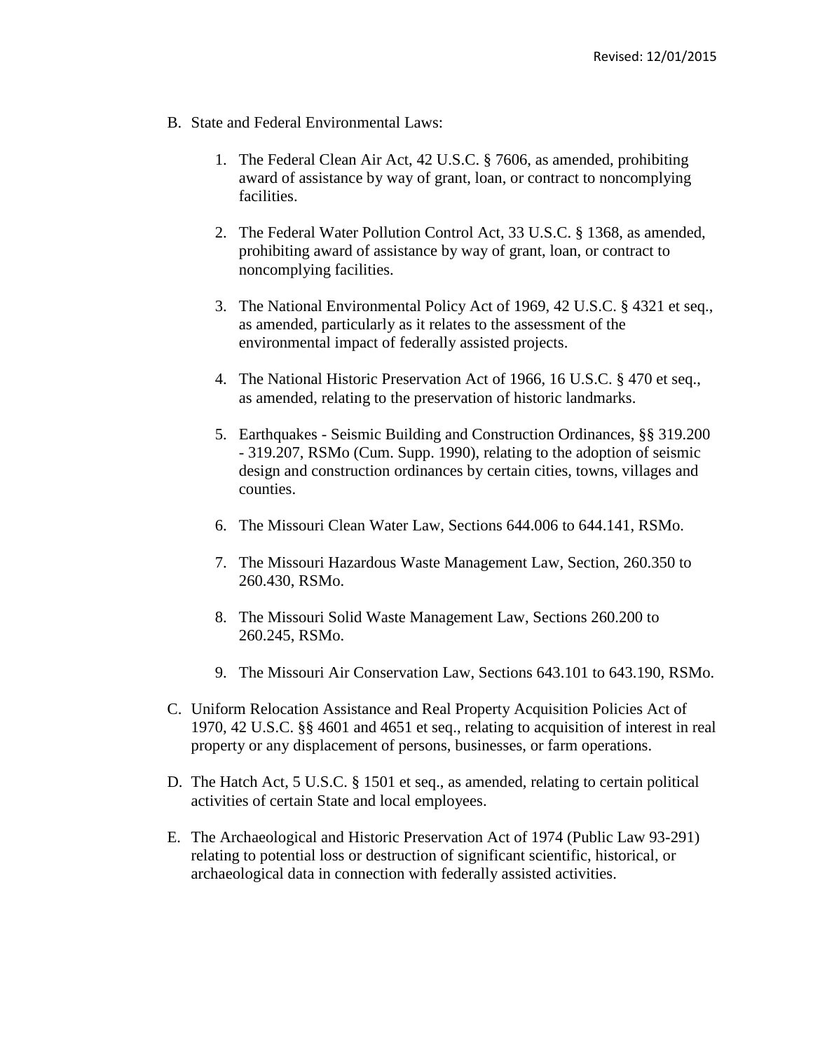B. State and Federal Environmental Laws:

   1. The Federal Clean Air Act, 42 U.S.C. § 7606, as amended, prohibiting award of assistance by way of grant, loan, or contract to noncomplying facilities.

   2. The Federal Water Pollution Control Act, 33 U.S.C. § 1368, as amended, prohibiting award of assistance by way of grant, loan, or contract to noncomplying facilities.

   3. The National Environmental Policy Act of 1969, 42 U.S.C. § 4321 et seq., as amended, particularly as it relates to the assessment of the environmental impact of federally assisted projects.

   4. The National Historic Preservation Act of 1966, 16 U.S.C. § 470 et seq., as amended, relating to the preservation of historic landmarks.

   5. Earthquakes - Seismic Building and Construction Ordinances, §§ 319.200 - 319.207, RSMo (Cum. Supp. 1990), relating to the adoption of seismic design and construction ordinances by certain cities, towns, villages and counties.

   6. The Missouri Clean Water Law, Sections 644.006 to 644.141, RSMo.

   7. The Missouri Hazardous Waste Management Law, Section, 260.350 to 260.430, RSMo.

   8. The Missouri Solid Waste Management Law, Sections 260.200 to 260.245, RSMo.

   9. The Missouri Air Conservation Law, Sections 643.101 to 643.190, RSMo.

C. Uniform Relocation Assistance and Real Property Acquisition Policies Act of 1970, 42 U.S.C. §§ 4601 and 4651 et seq., relating to acquisition of interest in real property or any displacement of persons, businesses, or farm operations.

D. The Hatch Act, 5 U.S.C. § 1501 et seq., as amended, relating to certain political activities of certain State and local employees.

E. The Archaeological and Historic Preservation Act of 1974 (Public Law 93-291) relating to potential loss or destruction of significant scientific, historical, or archaeological data in connection with federally assisted activities.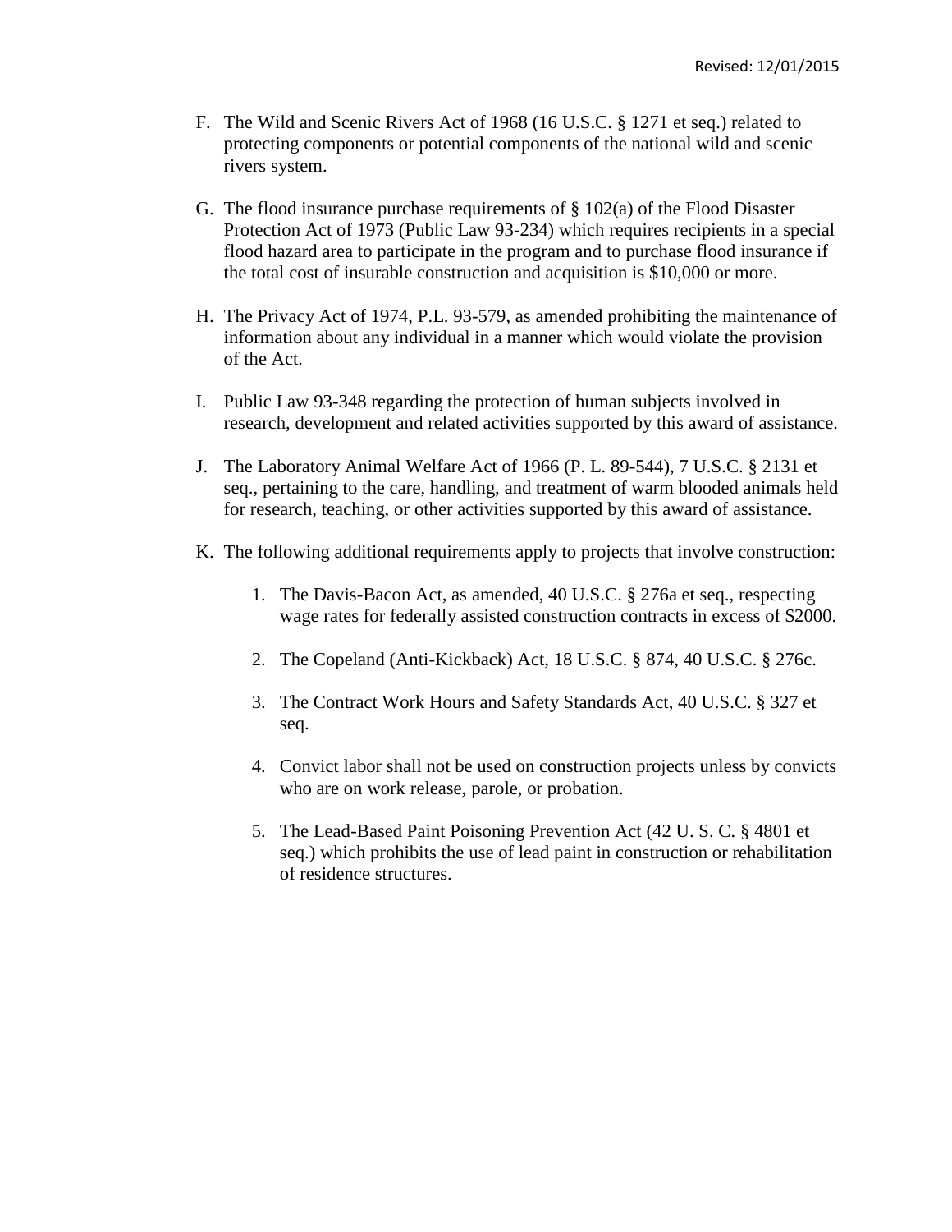F. The Wild and Scenic Rivers Act of 1968 (16 U.S.C. § 1271 et seq.) related to protecting components or potential components of the national wild and scenic rivers system.

G. The flood insurance purchase requirements of § 102(a) of the Flood Disaster Protection Act of 1973 (Public Law 93-234) which requires recipients in a special flood hazard area to participate in the program and to purchase flood insurance if the total cost of insurable construction and acquisition is $10,000 or more.

H. The Privacy Act of 1974, P.L. 93-579, as amended prohibiting the maintenance of information about any individual in a manner which would violate the provision of the Act.

I. Public Law 93-348 regarding the protection of human subjects involved in research, development and related activities supported by this award of assistance.

J. The Laboratory Animal Welfare Act of 1966 (P. L. 89-544), 7 U.S.C. § 2131 et seq., pertaining to the care, handling, and treatment of warm blooded animals held for research, teaching, or other activities supported by this award of assistance.

K. The following additional requirements apply to projects that involve construction:

   1. The Davis-Bacon Act, as amended, 40 U.S.C. § 276a et seq., respecting wage rates for federally assisted construction contracts in excess of $2000.

   2. The Copeland (Anti-Kickback) Act, 18 U.S.C. § 874, 40 U.S.C. § 276c.

   3. The Contract Work Hours and Safety Standards Act, 40 U.S.C. § 327 et seq.

   4. Convict labor shall not be used on construction projects unless by convicts who are on work release, parole, or probation.

   5. The Lead-Based Paint Poisoning Prevention Act (42 U. S. C. § 4801 et seq.) which prohibits the use of lead paint in construction or rehabilitation of residence structures.